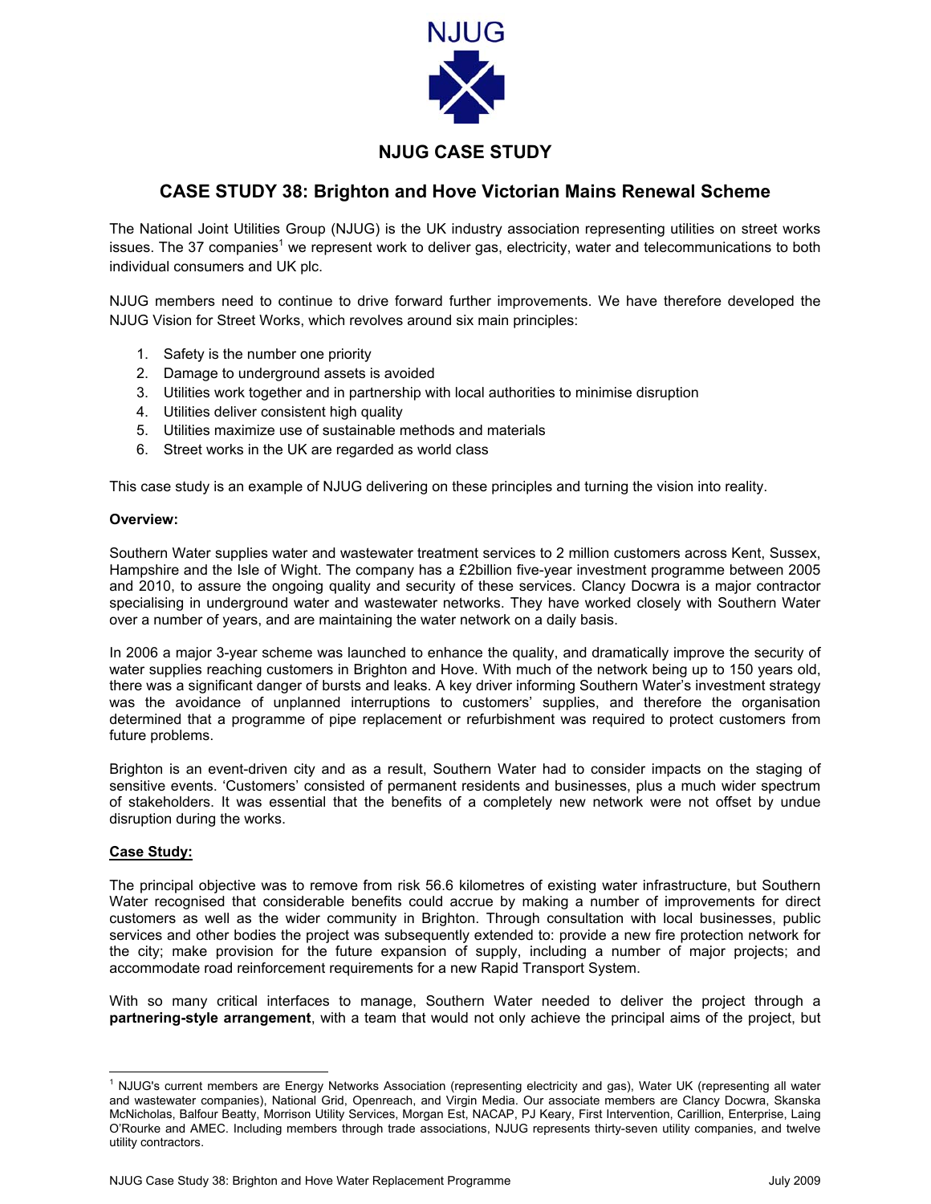NJUG

# NJUG CASE STUDY

## CASE STUDY 38: Brighton and Hove Victorian Mains Renewal Scheme

The National Joint Utilities Group (NJUG) is the UK industry association representing utilities on street works issues. The 37 companies[1] we represent work to deliver gas, electricity, water and telecommunications to both individual consumers and UK plc.

NJUG members need to continue to drive forward further improvements. We have therefore developed the NJUG Vision for Street Works, which revolves around six main principles:

1. Safety is the number one priority
2. Damage to underground assets is avoided
3. Utilities work together and in partnership with local authorities to minimise disruption
4. Utilities deliver consistent high quality
5. Utilities maximize use of sustainable methods and materials
6. Street works in the UK are regarded as world class

This case study is an example of NJUG delivering on these principles and turning the vision into reality.

**Overview:**

Southern Water supplies water and wastewater treatment services to 2 million customers across Kent, Sussex, Hampshire and the Isle of Wight. The company has a £2billion five-year investment programme between 2005 and 2010, to assure the ongoing quality and security of these services. Clancy Docwra is a major contractor specialising in underground water and wastewater networks. They have worked closely with Southern Water over a number of years, and are maintaining the water network on a daily basis.

In 2006 a major 3-year scheme was launched to enhance the quality, and dramatically improve the security of water supplies reaching customers in Brighton and Hove. With much of the network being up to 150 years old, there was a significant danger of bursts and leaks. A key driver informing Southern Water's investment strategy was the avoidance of unplanned interruptions to customers' supplies, and therefore the organisation determined that a programme of pipe replacement or refurbishment was required to protect customers from future problems.

Brighton is an event-driven city and as a result, Southern Water had to consider impacts on the staging of sensitive events. 'Customers' consisted of permanent residents and businesses, plus a much wider spectrum of stakeholders. It was essential that the benefits of a completely new network were not offset by undue disruption during the works.

**Case Study:**

The principal objective was to remove from risk 56.6 kilometres of existing water infrastructure, but Southern Water recognised that considerable benefits could accrue by making a number of improvements for direct customers as well as the wider community in Brighton. Through consultation with local businesses, public services and other bodies the project was subsequently extended to: provide a new fire protection network for the city; make provision for the future expansion of supply, including a number of major projects; and accommodate road reinforcement requirements for a new Rapid Transport System.

With so many critical interfaces to manage, Southern Water needed to deliver the project through a **partnering-style arrangement**, with a team that would not only achieve the principal aims of the project, but

[1] NJUG's current members are Energy Networks Association (representing electricity and gas), Water UK (representing all water and wastewater companies), National Grid, Openreach, and Virgin Media. Our associate members are Clancy Docwra, Skanska McNicholas, Balfour Beatty, Morrison Utility Services, Morgan Est, NACAP, PJ Keary, First Intervention, Carillion, Enterprise, Laing O'Rourke and AMEC. Including members through trade associations, NJUG represents thirty-seven utility companies, and twelve utility contractors.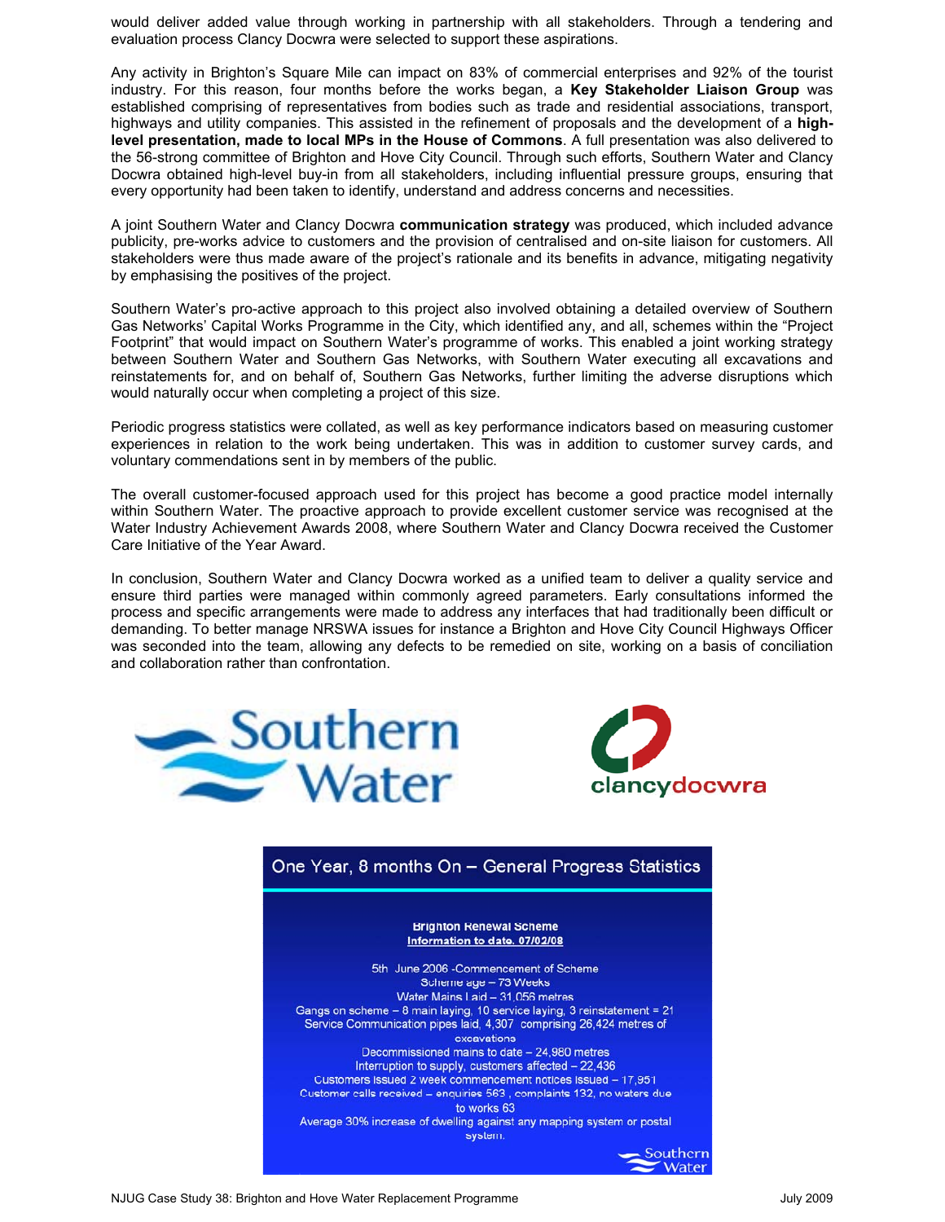would deliver added value through working in partnership with all stakeholders. Through a tendering and evaluation process Clancy Docwra were selected to support these aspirations.

Any activity in Brighton's Square Mile can impact on 83% of commercial enterprises and 92% of the tourist industry. For this reason, four months before the works began, a **Key Stakeholder Liaison Group** was established comprising of representatives from bodies such as trade and residential associations, transport, highways and utility companies. This assisted in the refinement of proposals and the development of a **high-level presentation, made to local MPs in the House of Commons**. A full presentation was also delivered to the 56-strong committee of Brighton and Hove City Council. Through such efforts, Southern Water and Clancy Docwra obtained high-level buy-in from all stakeholders, including influential pressure groups, ensuring that every opportunity had been taken to identify, understand and address concerns and necessities.

A joint Southern Water and Clancy Docwra **communication strategy** was produced, which included advance publicity, pre-works advice to customers and the provision of centralised and on-site liaison for customers. All stakeholders were thus made aware of the project's rationale and its benefits in advance, mitigating negativity by emphasising the positives of the project.

Southern Water's pro-active approach to this project also involved obtaining a detailed overview of Southern Gas Networks' Capital Works Programme in the City, which identified any, and all, schemes within the "Project Footprint" that would impact on Southern Water's programme of works. This enabled a joint working strategy between Southern Water and Southern Gas Networks, with Southern Water executing all excavations and reinstatements for, and on behalf of, Southern Gas Networks, further limiting the adverse disruptions which would naturally occur when completing a project of this size.

Periodic progress statistics were collated, as well as key performance indicators based on measuring customer experiences in relation to the work being undertaken. This was in addition to customer survey cards, and voluntary commendations sent in by members of the public.

The overall customer-focused approach used for this project has become a good practice model internally within Southern Water. The proactive approach to provide excellent customer service was recognised at the Water Industry Achievement Awards 2008, where Southern Water and Clancy Docwra received the Customer Care Initiative of the Year Award.

In conclusion, Southern Water and Clancy Docwra worked as a unified team to deliver a quality service and ensure third parties were managed within commonly agreed parameters. Early consultations informed the process and specific arrangements were made to address any interfaces that had traditionally been difficult or demanding. To better manage NRSWA issues for instance a Brighton and Hove City Council Highways Officer was seconded into the team, allowing any defects to be remedied on site, working on a basis of conciliation and collaboration rather than confrontation.

Southern Water

clancydocwra

**One Year, 8 months On – General Progress Statistics**

**Brighton Renewal Scheme**
**Information to date. 07/02/08**

5th June 2006 -Commencement of Scheme
Scheme age – 73 Weeks
Water Mains Laid – 31,056 metres
Gangs on scheme – 8 main laying, 10 service laying, 3 reinstatement = 21
Service Communication pipes laid, 4,307 comprising 26,424 metres of excavations
Decommissioned mains to date – 24,980 metres
Interruption to supply, customers affected – 22,436
Customers issued 2 week commencement notices issued – 17,951
Customer calls received – enquiries 563 , complaints 132, no waters due to works 63
Average 30% increase of dwelling against any mapping system or postal system.

Southern Water